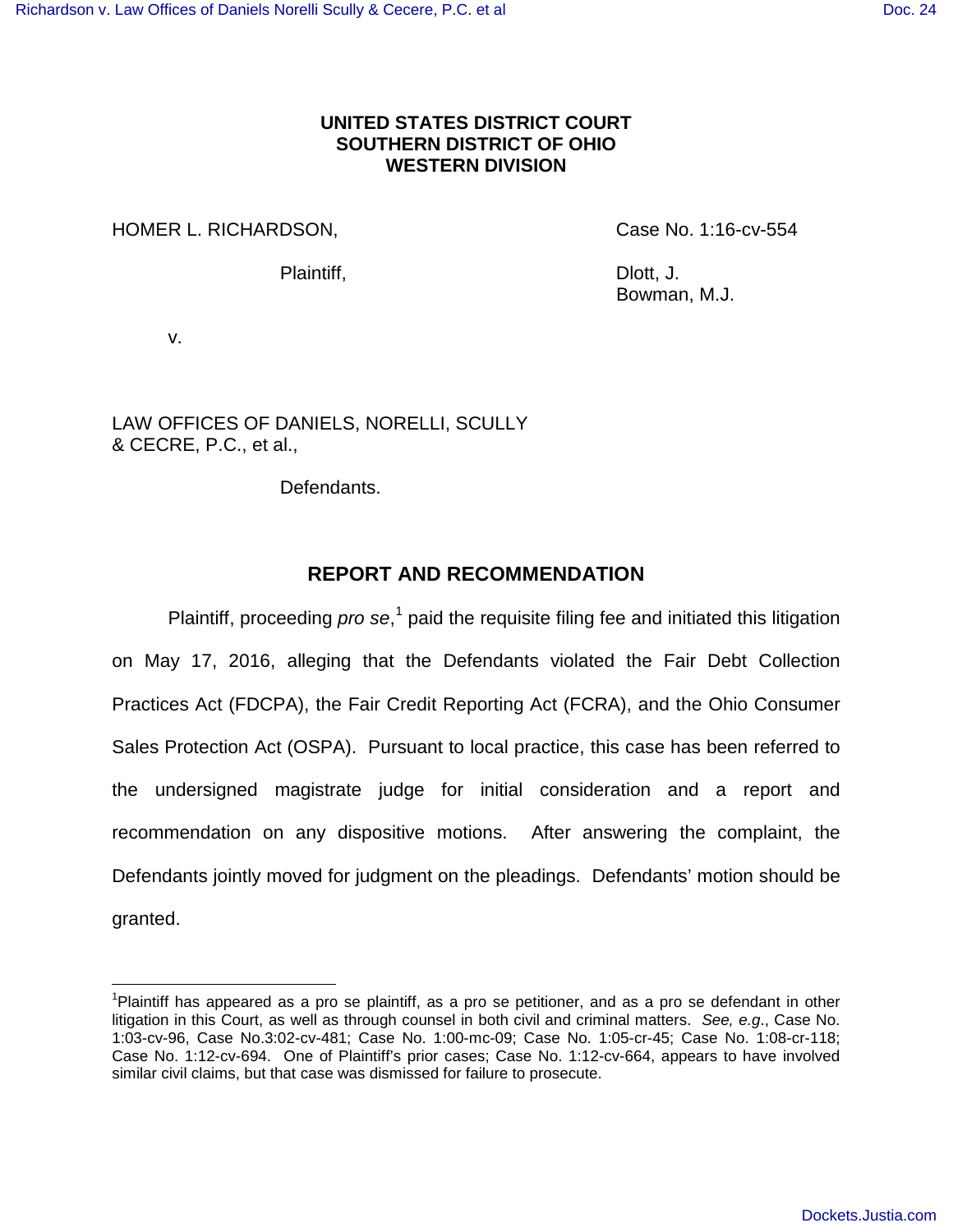**UNITED STATES DISTRICT COURT**
**SOUTHERN DISTRICT OF OHIO**
**WESTERN DIVISION**

HOMER L. RICHARDSON,

Plaintiff,

v.

LAW OFFICES OF DANIELS, NORELLI, SCULLY & CECRE, P.C., et al.,

Defendants.

Case No. 1:16-cv-554

Dlott, J.
Bowman, M.J.

## REPORT AND RECOMMENDATION

Plaintiff, proceeding *pro se*,[1] paid the requisite filing fee and initiated this litigation on May 17, 2016, alleging that the Defendants violated the Fair Debt Collection Practices Act (FDCPA), the Fair Credit Reporting Act (FCRA), and the Ohio Consumer Sales Protection Act (OSPA). Pursuant to local practice, this case has been referred to the undersigned magistrate judge for initial consideration and a report and recommendation on any dispositive motions. After answering the complaint, the Defendants jointly moved for judgment on the pleadings. Defendants' motion should be granted.

---

[1]Plaintiff has appeared as a pro se plaintiff, as a pro se petitioner, and as a pro se defendant in other litigation in this Court, as well as through counsel in both civil and criminal matters. *See, e.g.*, Case No. 1:03-cv-96, Case No.3:02-cv-481; Case No. 1:00-mc-09; Case No. 1:05-cr-45; Case No. 1:08-cr-118; Case No. 1:12-cv-694. One of Plaintiff's prior cases; Case No. 1:12-cv-664, appears to have involved similar civil claims, but that case was dismissed for failure to prosecute.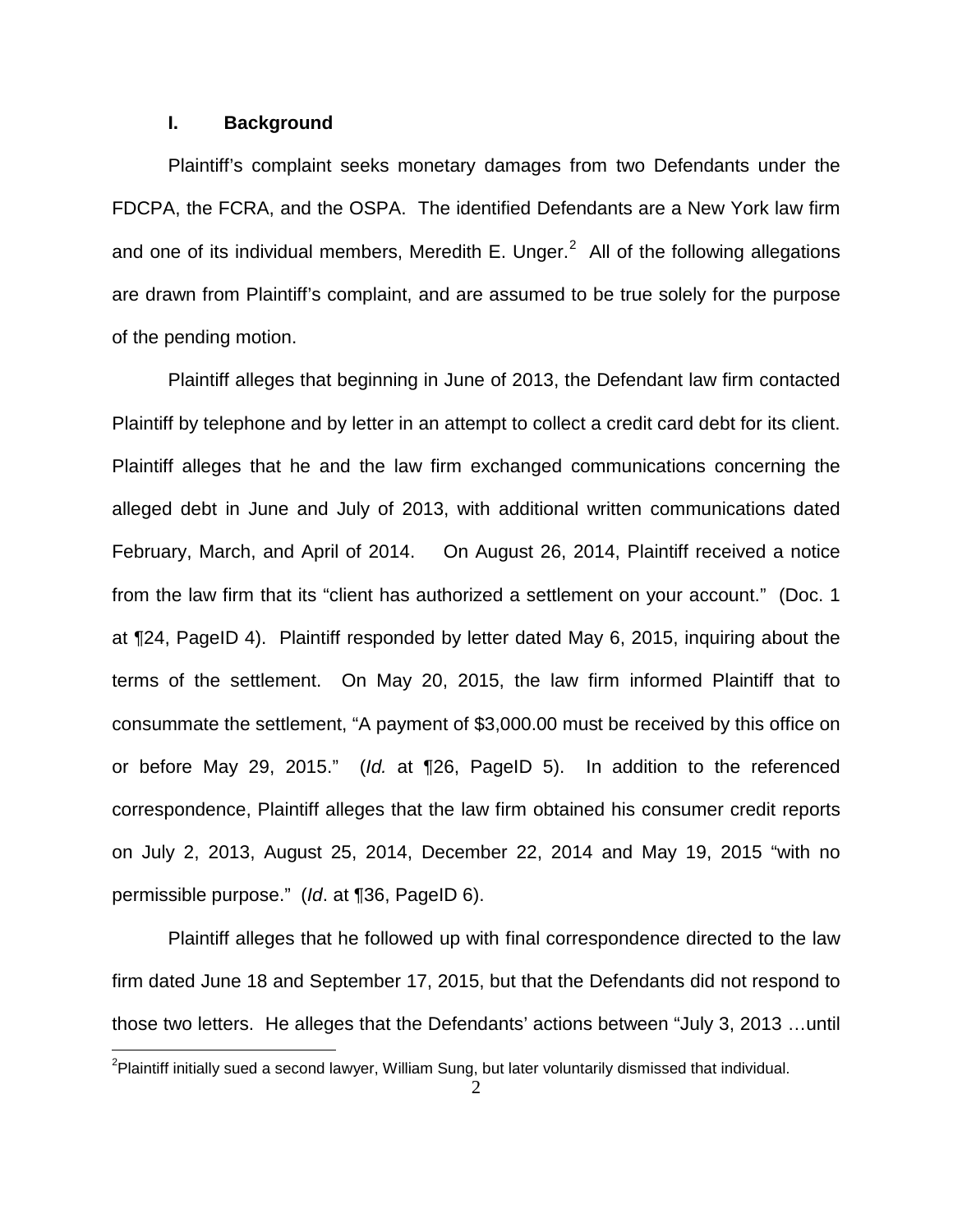## I. Background

Plaintiff's complaint seeks monetary damages from two Defendants under the FDCPA, the FCRA, and the OSPA. The identified Defendants are a New York law firm and one of its individual members, Meredith E. Unger.[2] All of the following allegations are drawn from Plaintiff's complaint, and are assumed to be true solely for the purpose of the pending motion.

Plaintiff alleges that beginning in June of 2013, the Defendant law firm contacted Plaintiff by telephone and by letter in an attempt to collect a credit card debt for its client. Plaintiff alleges that he and the law firm exchanged communications concerning the alleged debt in June and July of 2013, with additional written communications dated February, March, and April of 2014. On August 26, 2014, Plaintiff received a notice from the law firm that its "client has authorized a settlement on your account." (Doc. 1 at ¶24, PageID 4). Plaintiff responded by letter dated May 6, 2015, inquiring about the terms of the settlement. On May 20, 2015, the law firm informed Plaintiff that to consummate the settlement, "A payment of $3,000.00 must be received by this office on or before May 29, 2015." (*Id.* at ¶26, PageID 5). In addition to the referenced correspondence, Plaintiff alleges that the law firm obtained his consumer credit reports on July 2, 2013, August 25, 2014, December 22, 2014 and May 19, 2015 "with no permissible purpose." (*Id*. at ¶36, PageID 6).

Plaintiff alleges that he followed up with final correspondence directed to the law firm dated June 18 and September 17, 2015, but that the Defendants did not respond to those two letters. He alleges that the Defendants' actions between "July 3, 2013 …until

[2] Plaintiff initially sued a second lawyer, William Sung, but later voluntarily dismissed that individual.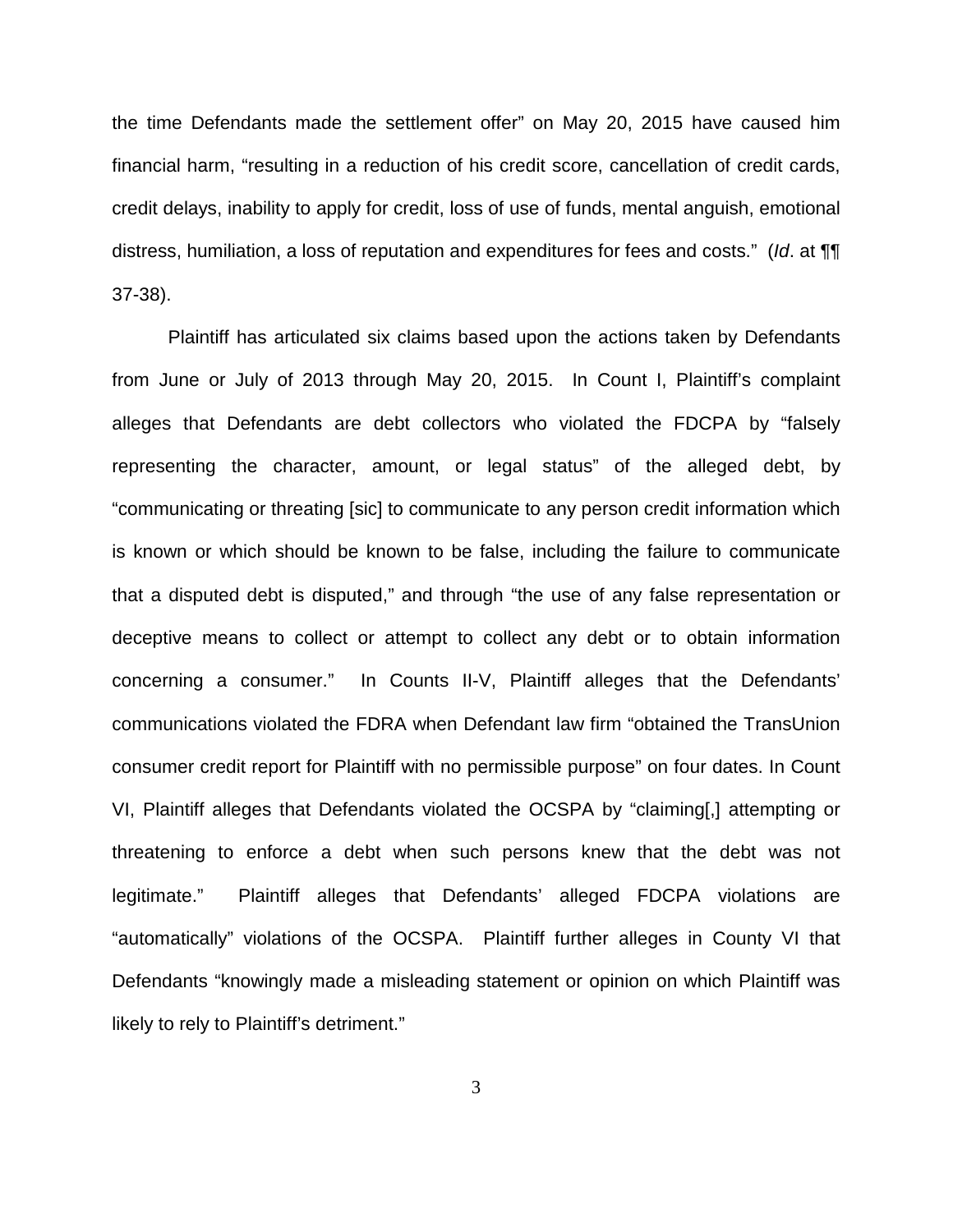the time Defendants made the settlement offer" on May 20, 2015 have caused him financial harm, "resulting in a reduction of his credit score, cancellation of credit cards, credit delays, inability to apply for credit, loss of use of funds, mental anguish, emotional distress, humiliation, a loss of reputation and expenditures for fees and costs." (*Id*. at ¶¶ 37-38).

Plaintiff has articulated six claims based upon the actions taken by Defendants from June or July of 2013 through May 20, 2015. In Count I, Plaintiff's complaint alleges that Defendants are debt collectors who violated the FDCPA by "falsely representing the character, amount, or legal status" of the alleged debt, by "communicating or threating [sic] to communicate to any person credit information which is known or which should be known to be false, including the failure to communicate that a disputed debt is disputed," and through "the use of any false representation or deceptive means to collect or attempt to collect any debt or to obtain information concerning a consumer." In Counts II-V, Plaintiff alleges that the Defendants' communications violated the FDRA when Defendant law firm "obtained the TransUnion consumer credit report for Plaintiff with no permissible purpose" on four dates. In Count VI, Plaintiff alleges that Defendants violated the OCSPA by "claiming[,] attempting or threatening to enforce a debt when such persons knew that the debt was not legitimate." Plaintiff alleges that Defendants' alleged FDCPA violations are "automatically" violations of the OCSPA. Plaintiff further alleges in County VI that Defendants "knowingly made a misleading statement or opinion on which Plaintiff was likely to rely to Plaintiff's detriment."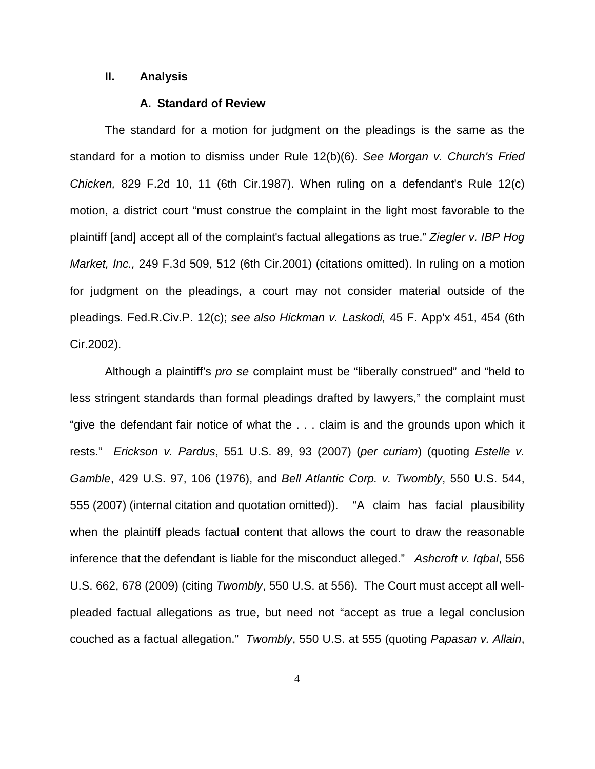## II. Analysis

### A. Standard of Review

The standard for a motion for judgment on the pleadings is the same as the standard for a motion to dismiss under Rule 12(b)(6). *See Morgan v. Church's Fried Chicken,* 829 F.2d 10, 11 (6th Cir.1987). When ruling on a defendant's Rule 12(c) motion, a district court "must construe the complaint in the light most favorable to the plaintiff [and] accept all of the complaint's factual allegations as true." *Ziegler v. IBP Hog Market, Inc.,* 249 F.3d 509, 512 (6th Cir.2001) (citations omitted). In ruling on a motion for judgment on the pleadings, a court may not consider material outside of the pleadings. Fed.R.Civ.P. 12(c); *see also Hickman v. Laskodi,* 45 F. App'x 451, 454 (6th Cir.2002).

Although a plaintiff's *pro se* complaint must be "liberally construed" and "held to less stringent standards than formal pleadings drafted by lawyers," the complaint must "give the defendant fair notice of what the . . . claim is and the grounds upon which it rests." *Erickson v. Pardus*, 551 U.S. 89, 93 (2007) (*per curiam*) (quoting *Estelle v. Gamble*, 429 U.S. 97, 106 (1976), and *Bell Atlantic Corp. v. Twombly*, 550 U.S. 544, 555 (2007) (internal citation and quotation omitted)). "A claim has facial plausibility when the plaintiff pleads factual content that allows the court to draw the reasonable inference that the defendant is liable for the misconduct alleged." *Ashcroft v. Iqbal*, 556 U.S. 662, 678 (2009) (citing *Twombly*, 550 U.S. at 556). The Court must accept all well-pleaded factual allegations as true, but need not "accept as true a legal conclusion couched as a factual allegation." *Twombly*, 550 U.S. at 555 (quoting *Papasan v. Allain*,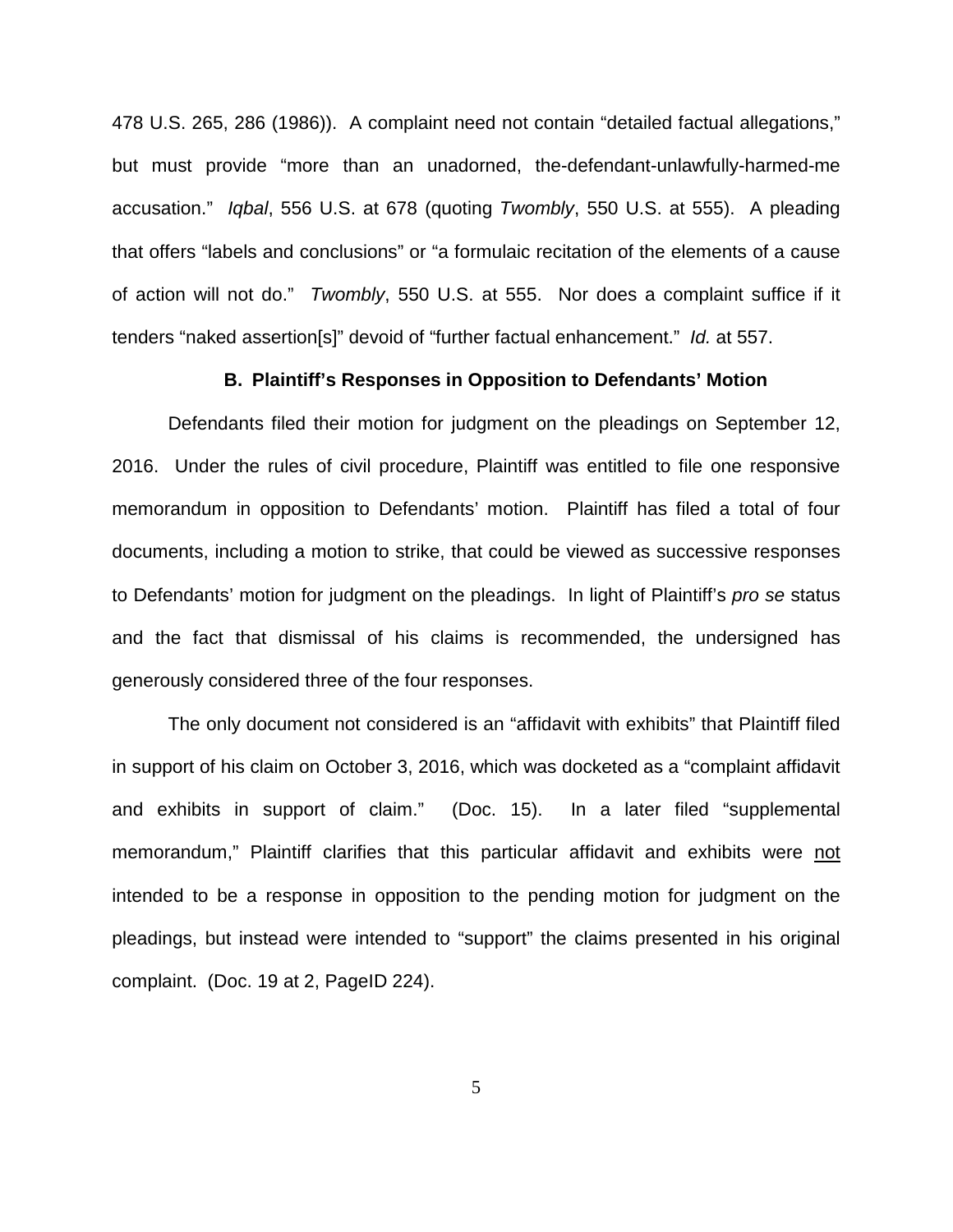478 U.S. 265, 286 (1986)). A complaint need not contain "detailed factual allegations," but must provide "more than an unadorned, the-defendant-unlawfully-harmed-me accusation." *Iqbal*, 556 U.S. at 678 (quoting *Twombly*, 550 U.S. at 555). A pleading that offers "labels and conclusions" or "a formulaic recitation of the elements of a cause of action will not do." *Twombly*, 550 U.S. at 555. Nor does a complaint suffice if it tenders "naked assertion[s]" devoid of "further factual enhancement." *Id.* at 557.

**B. Plaintiff's Responses in Opposition to Defendants' Motion**

Defendants filed their motion for judgment on the pleadings on September 12, 2016. Under the rules of civil procedure, Plaintiff was entitled to file one responsive memorandum in opposition to Defendants' motion. Plaintiff has filed a total of four documents, including a motion to strike, that could be viewed as successive responses to Defendants' motion for judgment on the pleadings. In light of Plaintiff's *pro se* status and the fact that dismissal of his claims is recommended, the undersigned has generously considered three of the four responses.

The only document not considered is an "affidavit with exhibits" that Plaintiff filed in support of his claim on October 3, 2016, which was docketed as a "complaint affidavit and exhibits in support of claim." (Doc. 15). In a later filed "supplemental memorandum," Plaintiff clarifies that this particular affidavit and exhibits were <u>not</u> intended to be a response in opposition to the pending motion for judgment on the pleadings, but instead were intended to "support" the claims presented in his original complaint. (Doc. 19 at 2, PageID 224).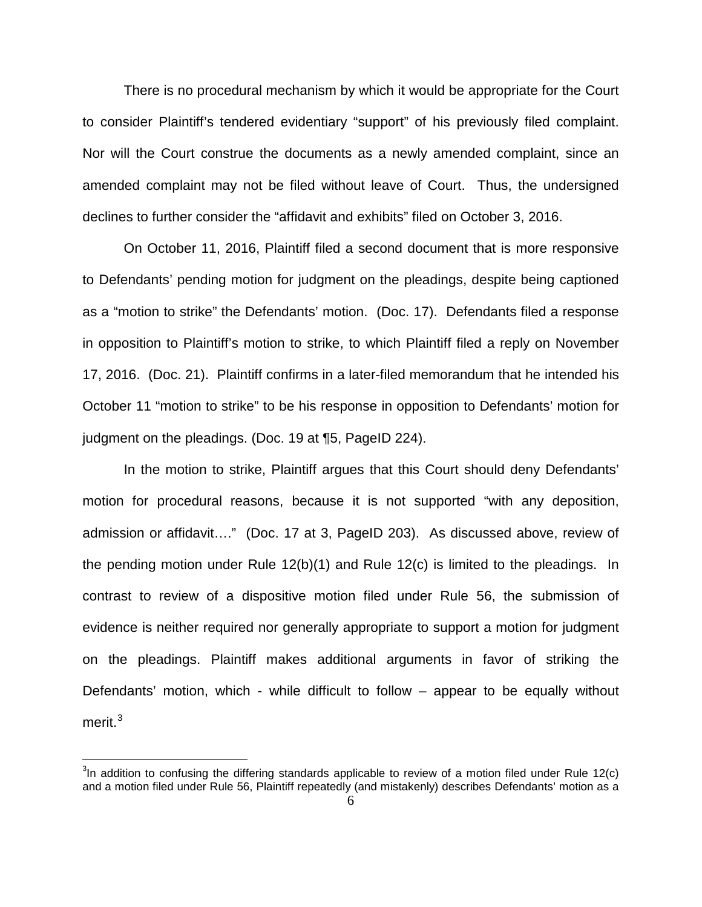There is no procedural mechanism by which it would be appropriate for the Court to consider Plaintiff's tendered evidentiary "support" of his previously filed complaint. Nor will the Court construe the documents as a newly amended complaint, since an amended complaint may not be filed without leave of Court. Thus, the undersigned declines to further consider the "affidavit and exhibits" filed on October 3, 2016.

On October 11, 2016, Plaintiff filed a second document that is more responsive to Defendants' pending motion for judgment on the pleadings, despite being captioned as a "motion to strike" the Defendants' motion. (Doc. 17). Defendants filed a response in opposition to Plaintiff's motion to strike, to which Plaintiff filed a reply on November 17, 2016. (Doc. 21). Plaintiff confirms in a later-filed memorandum that he intended his October 11 "motion to strike" to be his response in opposition to Defendants' motion for judgment on the pleadings. (Doc. 19 at ¶5, PageID 224).

In the motion to strike, Plaintiff argues that this Court should deny Defendants' motion for procedural reasons, because it is not supported "with any deposition, admission or affidavit…." (Doc. 17 at 3, PageID 203). As discussed above, review of the pending motion under Rule 12(b)(1) and Rule 12(c) is limited to the pleadings. In contrast to review of a dispositive motion filed under Rule 56, the submission of evidence is neither required nor generally appropriate to support a motion for judgment on the pleadings. Plaintiff makes additional arguments in favor of striking the Defendants' motion, which - while difficult to follow – appear to be equally without merit.[3]

---

[3]In addition to confusing the differing standards applicable to review of a motion filed under Rule 12(c) and a motion filed under Rule 56, Plaintiff repeatedly (and mistakenly) describes Defendants' motion as a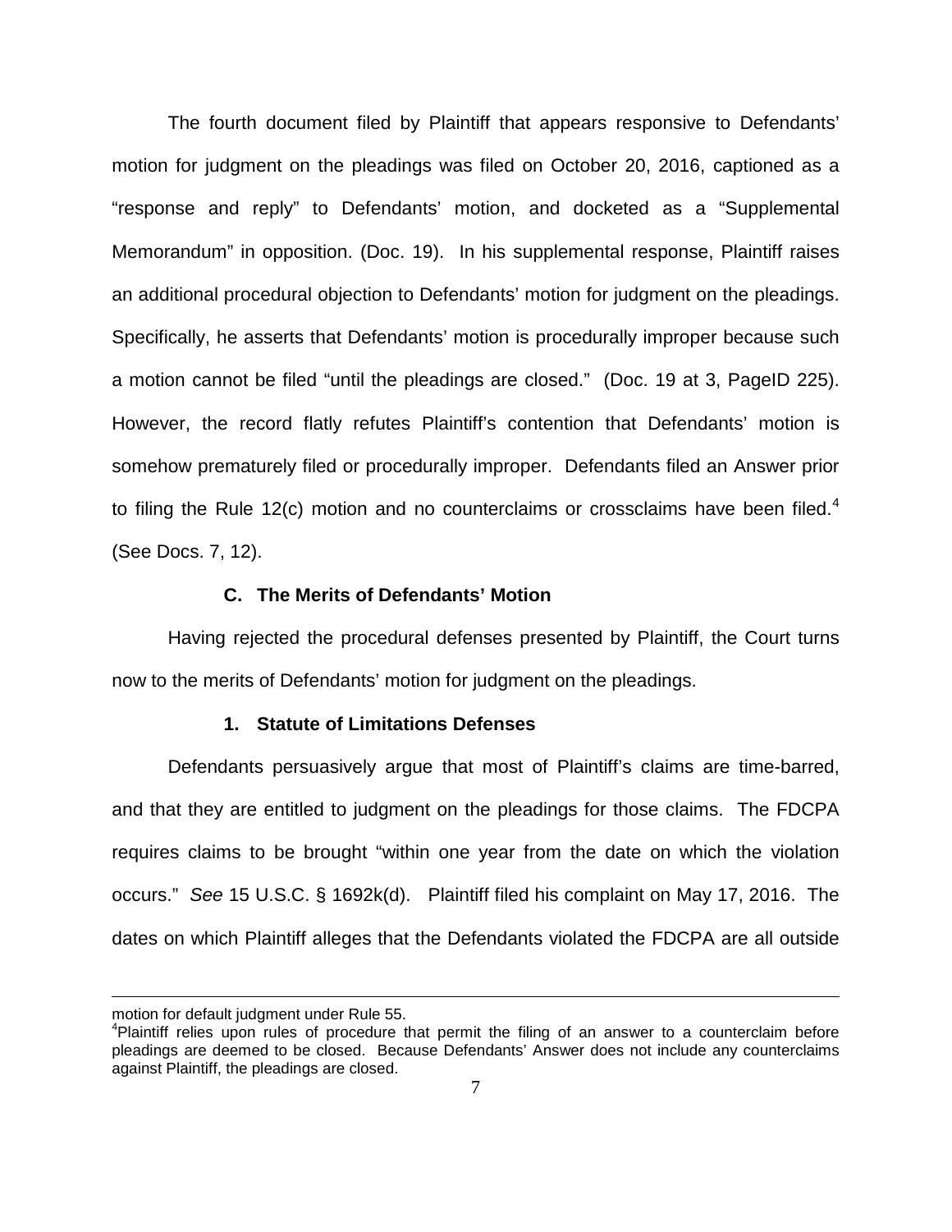The fourth document filed by Plaintiff that appears responsive to Defendants' motion for judgment on the pleadings was filed on October 20, 2016, captioned as a "response and reply" to Defendants' motion, and docketed as a "Supplemental Memorandum" in opposition. (Doc. 19). In his supplemental response, Plaintiff raises an additional procedural objection to Defendants' motion for judgment on the pleadings. Specifically, he asserts that Defendants' motion is procedurally improper because such a motion cannot be filed "until the pleadings are closed." (Doc. 19 at 3, PageID 225). However, the record flatly refutes Plaintiff's contention that Defendants' motion is somehow prematurely filed or procedurally improper. Defendants filed an Answer prior to filing the Rule 12(c) motion and no counterclaims or crossclaims have been filed.[4] (See Docs. 7, 12).

### C. The Merits of Defendants' Motion

Having rejected the procedural defenses presented by Plaintiff, the Court turns now to the merits of Defendants' motion for judgment on the pleadings.

#### 1. Statute of Limitations Defenses

Defendants persuasively argue that most of Plaintiff's claims are time-barred, and that they are entitled to judgment on the pleadings for those claims. The FDCPA requires claims to be brought "within one year from the date on which the violation occurs." *See* 15 U.S.C. § 1692k(d). Plaintiff filed his complaint on May 17, 2016. The dates on which Plaintiff alleges that the Defendants violated the FDCPA are all outside

---

motion for default judgment under Rule 55.

[4]Plaintiff relies upon rules of procedure that permit the filing of an answer to a counterclaim before pleadings are deemed to be closed. Because Defendants' Answer does not include any counterclaims against Plaintiff, the pleadings are closed.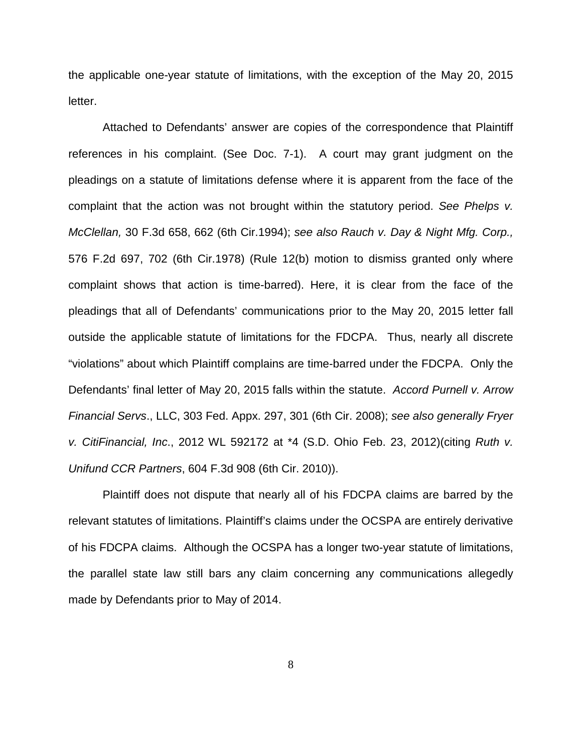the applicable one-year statute of limitations, with the exception of the May 20, 2015 letter.

Attached to Defendants' answer are copies of the correspondence that Plaintiff references in his complaint. (See Doc. 7-1). A court may grant judgment on the pleadings on a statute of limitations defense where it is apparent from the face of the complaint that the action was not brought within the statutory period. *See Phelps v. McClellan,* 30 F.3d 658, 662 (6th Cir.1994); *see also Rauch v. Day & Night Mfg. Corp.,* 576 F.2d 697, 702 (6th Cir.1978) (Rule 12(b) motion to dismiss granted only where complaint shows that action is time-barred). Here, it is clear from the face of the pleadings that all of Defendants' communications prior to the May 20, 2015 letter fall outside the applicable statute of limitations for the FDCPA. Thus, nearly all discrete "violations" about which Plaintiff complains are time-barred under the FDCPA. Only the Defendants' final letter of May 20, 2015 falls within the statute. *Accord Purnell v. Arrow Financial Servs*., LLC, 303 Fed. Appx. 297, 301 (6th Cir. 2008); *see also generally Fryer v. CitiFinancial, Inc*., 2012 WL 592172 at *4 (S.D. Ohio Feb. 23, 2012)(citing *Ruth v. Unifund CCR Partners*, 604 F.3d 908 (6th Cir. 2010)).

Plaintiff does not dispute that nearly all of his FDCPA claims are barred by the relevant statutes of limitations. Plaintiff's claims under the OCSPA are entirely derivative of his FDCPA claims. Although the OCSPA has a longer two-year statute of limitations, the parallel state law still bars any claim concerning any communications allegedly made by Defendants prior to May of 2014.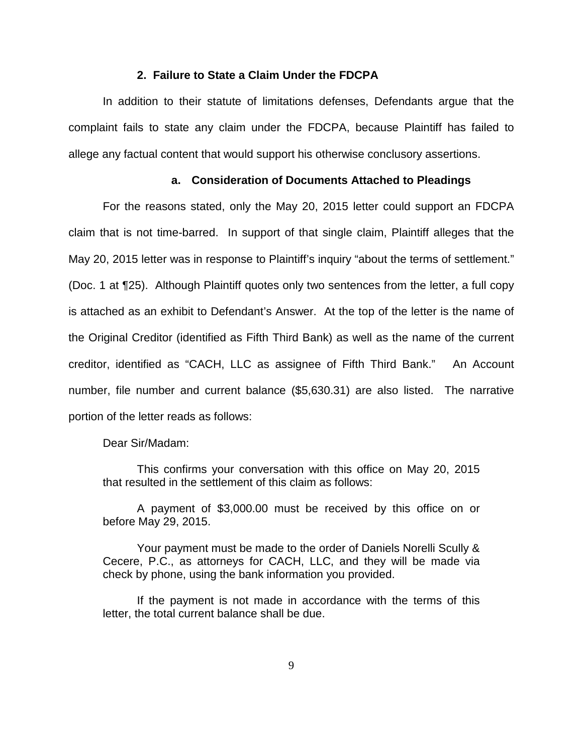### 2. Failure to State a Claim Under the FDCPA

In addition to their statute of limitations defenses, Defendants argue that the complaint fails to state any claim under the FDCPA, because Plaintiff has failed to allege any factual content that would support his otherwise conclusory assertions.

#### a. Consideration of Documents Attached to Pleadings

For the reasons stated, only the May 20, 2015 letter could support an FDCPA claim that is not time-barred. In support of that single claim, Plaintiff alleges that the May 20, 2015 letter was in response to Plaintiff's inquiry "about the terms of settlement." (Doc. 1 at ¶25). Although Plaintiff quotes only two sentences from the letter, a full copy is attached as an exhibit to Defendant's Answer. At the top of the letter is the name of the Original Creditor (identified as Fifth Third Bank) as well as the name of the current creditor, identified as "CACH, LLC as assignee of Fifth Third Bank." An Account number, file number and current balance ($5,630.31) are also listed. The narrative portion of the letter reads as follows:

> Dear Sir/Madam:
>
> This confirms your conversation with this office on May 20, 2015 that resulted in the settlement of this claim as follows:
>
> A payment of $3,000.00 must be received by this office on or before May 29, 2015.
>
> Your payment must be made to the order of Daniels Norelli Scully & Cecere, P.C., as attorneys for CACH, LLC, and they will be made via check by phone, using the bank information you provided.
>
> If the payment is not made in accordance with the terms of this letter, the total current balance shall be due.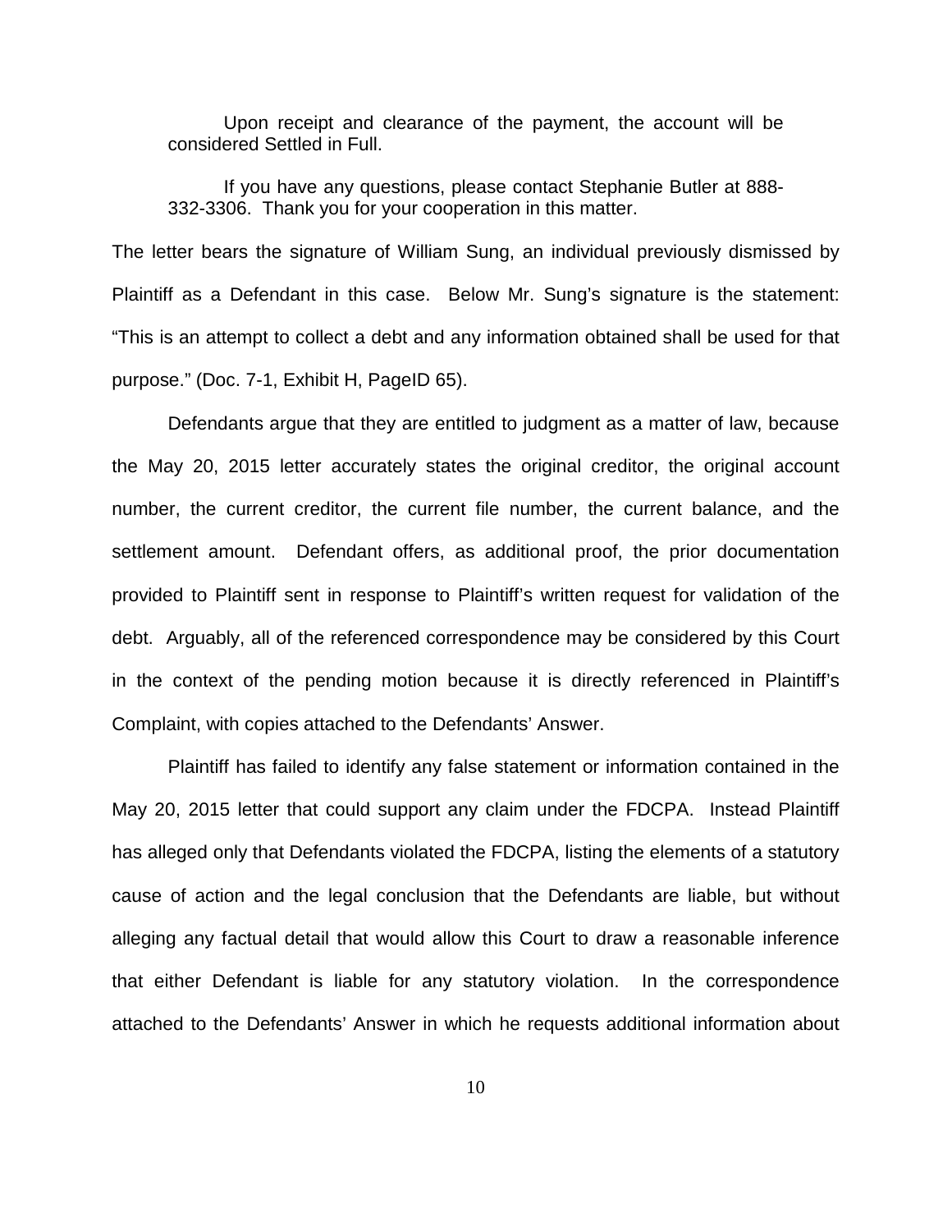> Upon receipt and clearance of the payment, the account will be considered Settled in Full.
>
> If you have any questions, please contact Stephanie Butler at 888-332-3306. Thank you for your cooperation in this matter.

The letter bears the signature of William Sung, an individual previously dismissed by Plaintiff as a Defendant in this case. Below Mr. Sung's signature is the statement: "This is an attempt to collect a debt and any information obtained shall be used for that purpose." (Doc. 7-1, Exhibit H, PageID 65).

Defendants argue that they are entitled to judgment as a matter of law, because the May 20, 2015 letter accurately states the original creditor, the original account number, the current creditor, the current file number, the current balance, and the settlement amount. Defendant offers, as additional proof, the prior documentation provided to Plaintiff sent in response to Plaintiff's written request for validation of the debt. Arguably, all of the referenced correspondence may be considered by this Court in the context of the pending motion because it is directly referenced in Plaintiff's Complaint, with copies attached to the Defendants' Answer.

Plaintiff has failed to identify any false statement or information contained in the May 20, 2015 letter that could support any claim under the FDCPA. Instead Plaintiff has alleged only that Defendants violated the FDCPA, listing the elements of a statutory cause of action and the legal conclusion that the Defendants are liable, but without alleging any factual detail that would allow this Court to draw a reasonable inference that either Defendant is liable for any statutory violation. In the correspondence attached to the Defendants' Answer in which he requests additional information about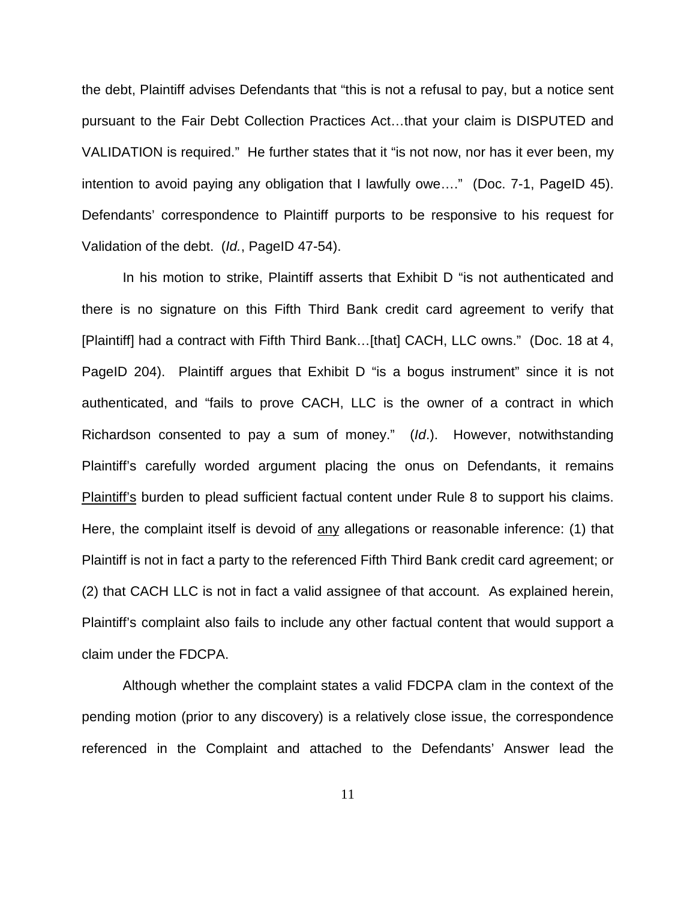the debt, Plaintiff advises Defendants that "this is not a refusal to pay, but a notice sent pursuant to the Fair Debt Collection Practices Act…that your claim is DISPUTED and VALIDATION is required." He further states that it "is not now, nor has it ever been, my intention to avoid paying any obligation that I lawfully owe…." (Doc. 7-1, PageID 45). Defendants' correspondence to Plaintiff purports to be responsive to his request for Validation of the debt. (*Id.*, PageID 47-54).

In his motion to strike, Plaintiff asserts that Exhibit D "is not authenticated and there is no signature on this Fifth Third Bank credit card agreement to verify that [Plaintiff] had a contract with Fifth Third Bank…[that] CACH, LLC owns." (Doc. 18 at 4, PageID 204). Plaintiff argues that Exhibit D "is a bogus instrument" since it is not authenticated, and "fails to prove CACH, LLC is the owner of a contract in which Richardson consented to pay a sum of money." (*Id*.). However, notwithstanding Plaintiff's carefully worded argument placing the onus on Defendants, it remains <u>Plaintiff's</u> burden to plead sufficient factual content under Rule 8 to support his claims. Here, the complaint itself is devoid of <u>any</u> allegations or reasonable inference: (1) that Plaintiff is not in fact a party to the referenced Fifth Third Bank credit card agreement; or (2) that CACH LLC is not in fact a valid assignee of that account. As explained herein, Plaintiff's complaint also fails to include any other factual content that would support a claim under the FDCPA.

Although whether the complaint states a valid FDCPA clam in the context of the pending motion (prior to any discovery) is a relatively close issue, the correspondence referenced in the Complaint and attached to the Defendants' Answer lead the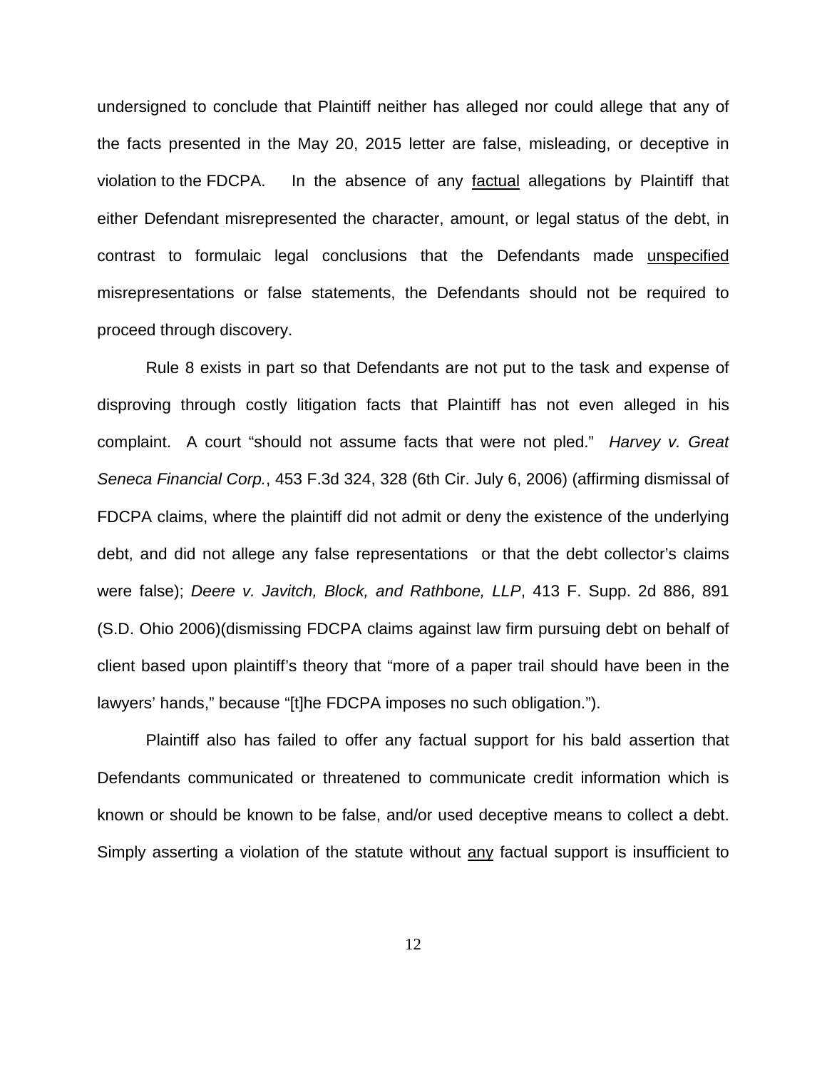undersigned to conclude that Plaintiff neither has alleged nor could allege that any of the facts presented in the May 20, 2015 letter are false, misleading, or deceptive in violation to the FDCPA. In the absence of any factual allegations by Plaintiff that either Defendant misrepresented the character, amount, or legal status of the debt, in contrast to formulaic legal conclusions that the Defendants made unspecified misrepresentations or false statements, the Defendants should not be required to proceed through discovery.

Rule 8 exists in part so that Defendants are not put to the task and expense of disproving through costly litigation facts that Plaintiff has not even alleged in his complaint. A court "should not assume facts that were not pled." *Harvey v. Great Seneca Financial Corp.*, 453 F.3d 324, 328 (6th Cir. July 6, 2006) (affirming dismissal of FDCPA claims, where the plaintiff did not admit or deny the existence of the underlying debt, and did not allege any false representations or that the debt collector's claims were false); *Deere v. Javitch, Block, and Rathbone, LLP*, 413 F. Supp. 2d 886, 891 (S.D. Ohio 2006)(dismissing FDCPA claims against law firm pursuing debt on behalf of client based upon plaintiff's theory that "more of a paper trail should have been in the lawyers' hands," because "[t]he FDCPA imposes no such obligation.").

Plaintiff also has failed to offer any factual support for his bald assertion that Defendants communicated or threatened to communicate credit information which is known or should be known to be false, and/or used deceptive means to collect a debt. Simply asserting a violation of the statute without any factual support is insufficient to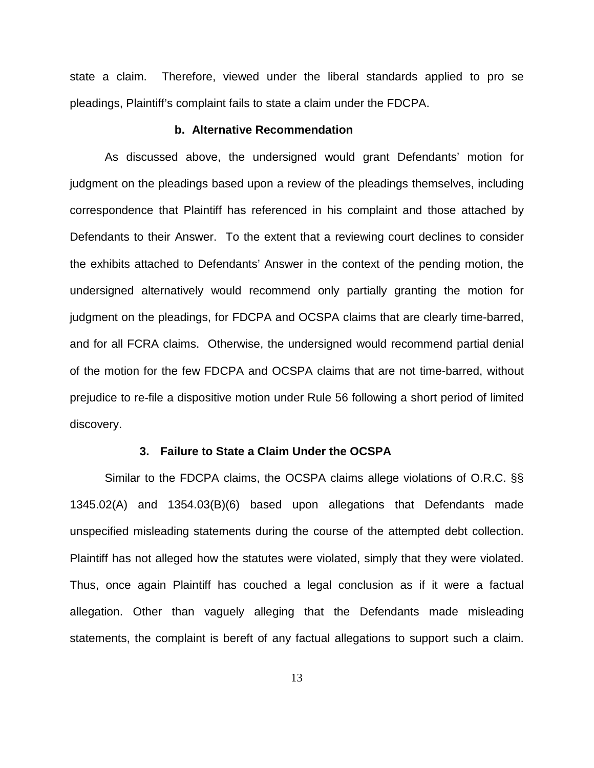state a claim. Therefore, viewed under the liberal standards applied to pro se pleadings, Plaintiff's complaint fails to state a claim under the FDCPA.

**b. Alternative Recommendation**

As discussed above, the undersigned would grant Defendants' motion for judgment on the pleadings based upon a review of the pleadings themselves, including correspondence that Plaintiff has referenced in his complaint and those attached by Defendants to their Answer. To the extent that a reviewing court declines to consider the exhibits attached to Defendants' Answer in the context of the pending motion, the undersigned alternatively would recommend only partially granting the motion for judgment on the pleadings, for FDCPA and OCSPA claims that are clearly time-barred, and for all FCRA claims. Otherwise, the undersigned would recommend partial denial of the motion for the few FDCPA and OCSPA claims that are not time-barred, without prejudice to re-file a dispositive motion under Rule 56 following a short period of limited discovery.

**3. Failure to State a Claim Under the OCSPA**

Similar to the FDCPA claims, the OCSPA claims allege violations of O.R.C. §§ 1345.02(A) and 1354.03(B)(6) based upon allegations that Defendants made unspecified misleading statements during the course of the attempted debt collection. Plaintiff has not alleged how the statutes were violated, simply that they were violated. Thus, once again Plaintiff has couched a legal conclusion as if it were a factual allegation. Other than vaguely alleging that the Defendants made misleading statements, the complaint is bereft of any factual allegations to support such a claim.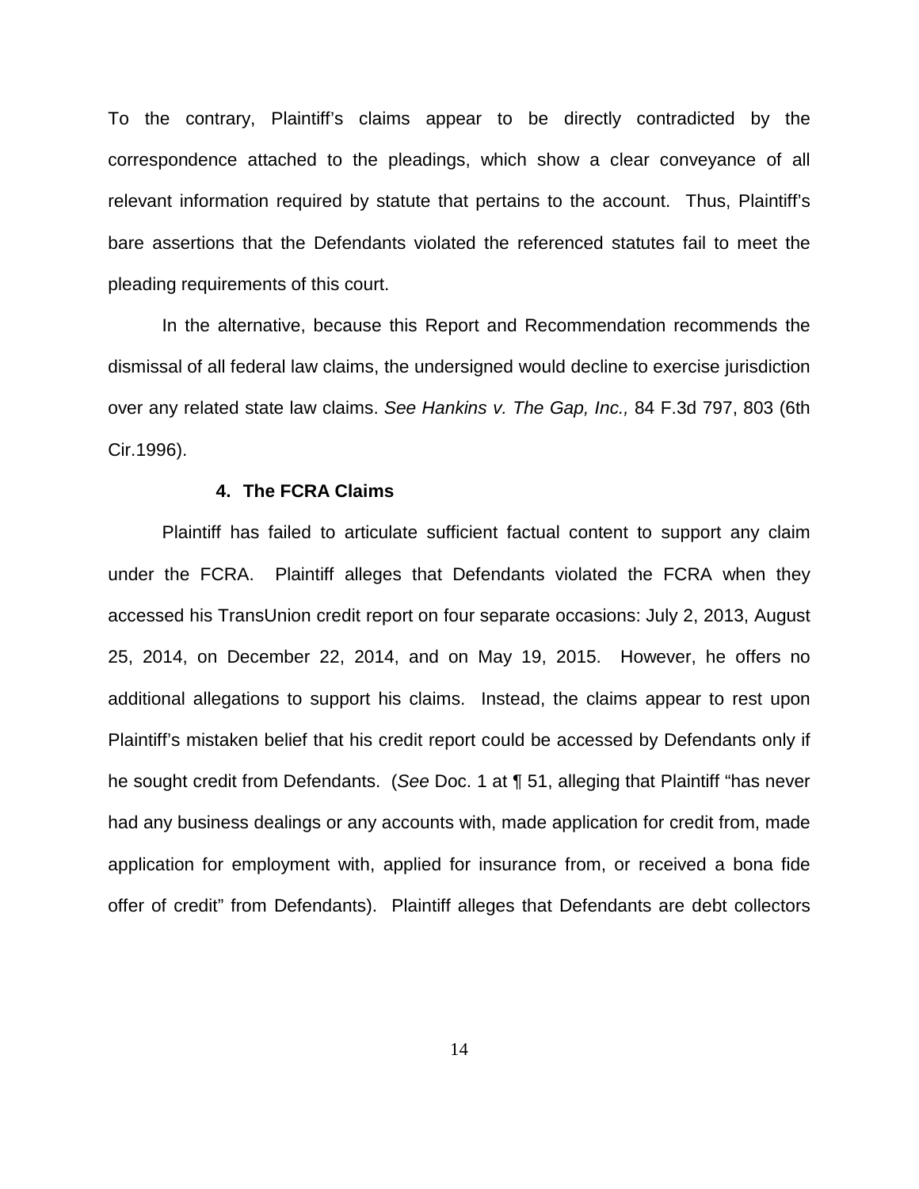To the contrary, Plaintiff's claims appear to be directly contradicted by the correspondence attached to the pleadings, which show a clear conveyance of all relevant information required by statute that pertains to the account. Thus, Plaintiff's bare assertions that the Defendants violated the referenced statutes fail to meet the pleading requirements of this court.

In the alternative, because this Report and Recommendation recommends the dismissal of all federal law claims, the undersigned would decline to exercise jurisdiction over any related state law claims. *See Hankins v. The Gap, Inc.,* 84 F.3d 797, 803 (6th Cir.1996).

**4. The FCRA Claims**

Plaintiff has failed to articulate sufficient factual content to support any claim under the FCRA. Plaintiff alleges that Defendants violated the FCRA when they accessed his TransUnion credit report on four separate occasions: July 2, 2013, August 25, 2014, on December 22, 2014, and on May 19, 2015. However, he offers no additional allegations to support his claims. Instead, the claims appear to rest upon Plaintiff's mistaken belief that his credit report could be accessed by Defendants only if he sought credit from Defendants. (*See* Doc. 1 at ¶ 51, alleging that Plaintiff "has never had any business dealings or any accounts with, made application for credit from, made application for employment with, applied for insurance from, or received a bona fide offer of credit" from Defendants). Plaintiff alleges that Defendants are debt collectors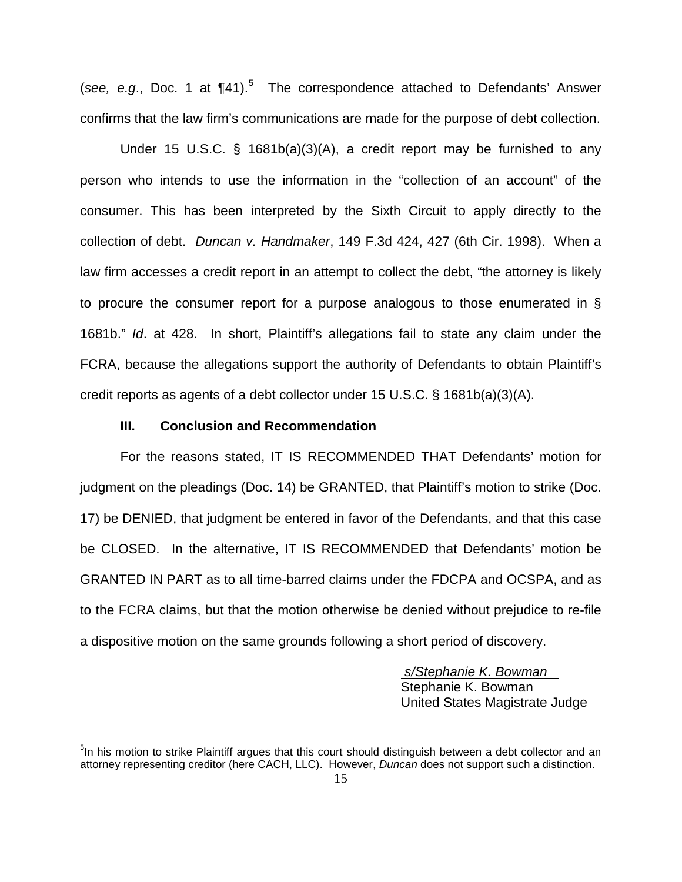(*see, e.g.*, Doc. 1 at ¶41).[5] The correspondence attached to Defendants' Answer confirms that the law firm's communications are made for the purpose of debt collection.

Under 15 U.S.C. § 1681b(a)(3)(A), a credit report may be furnished to any person who intends to use the information in the "collection of an account" of the consumer. This has been interpreted by the Sixth Circuit to apply directly to the collection of debt. *Duncan v. Handmaker*, 149 F.3d 424, 427 (6th Cir. 1998). When a law firm accesses a credit report in an attempt to collect the debt, "the attorney is likely to procure the consumer report for a purpose analogous to those enumerated in § 1681b." *Id*. at 428. In short, Plaintiff's allegations fail to state any claim under the FCRA, because the allegations support the authority of Defendants to obtain Plaintiff's credit reports as agents of a debt collector under 15 U.S.C. § 1681b(a)(3)(A).

### III. Conclusion and Recommendation

For the reasons stated, IT IS RECOMMENDED THAT Defendants' motion for judgment on the pleadings (Doc. 14) be GRANTED, that Plaintiff's motion to strike (Doc. 17) be DENIED, that judgment be entered in favor of the Defendants, and that this case be CLOSED. In the alternative, IT IS RECOMMENDED that Defendants' motion be GRANTED IN PART as to all time-barred claims under the FDCPA and OCSPA, and as to the FCRA claims, but that the motion otherwise be denied without prejudice to re-file a dispositive motion on the same grounds following a short period of discovery.

*s/Stephanie K. Bowman*
Stephanie K. Bowman
United States Magistrate Judge

---

[5] In his motion to strike Plaintiff argues that this court should distinguish between a debt collector and an attorney representing creditor (here CACH, LLC). However, *Duncan* does not support such a distinction.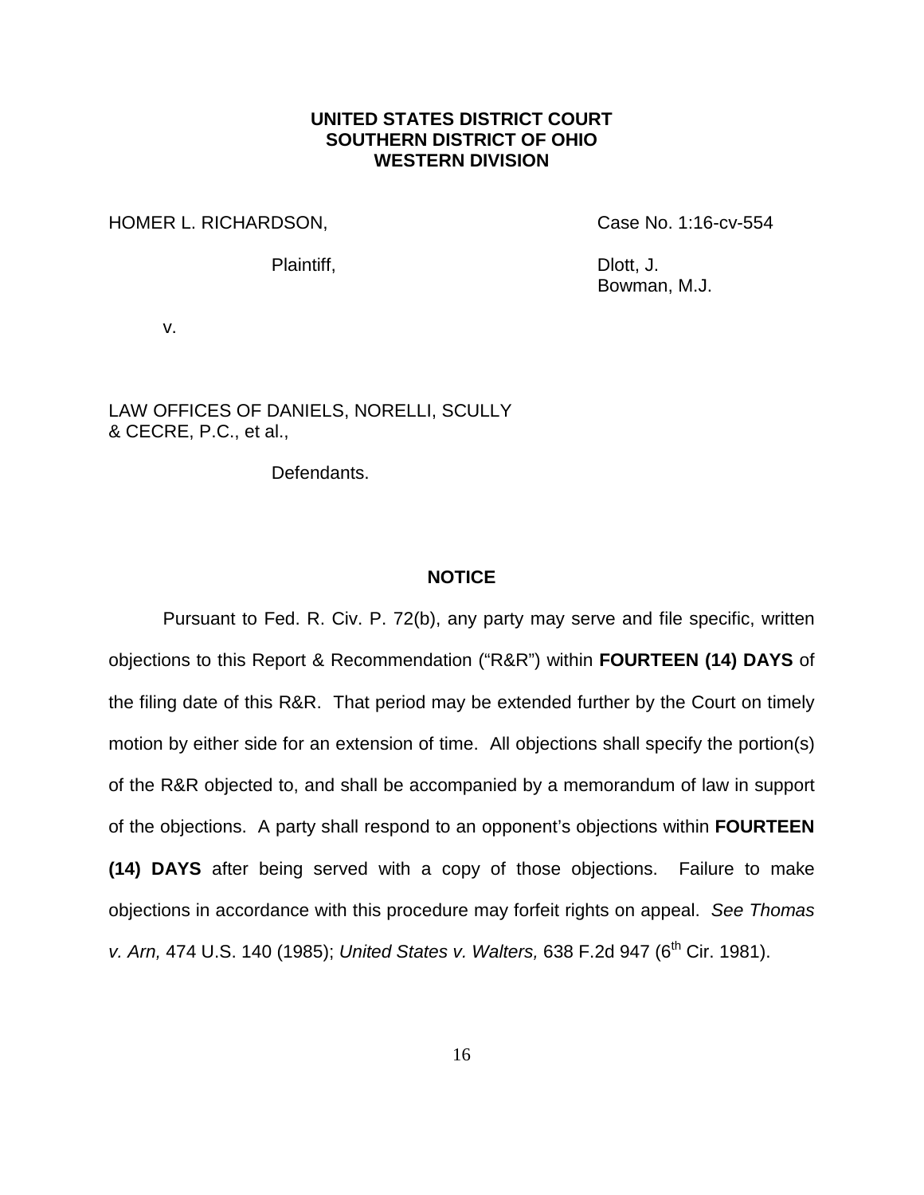**UNITED STATES DISTRICT COURT**
**SOUTHERN DISTRICT OF OHIO**
**WESTERN DIVISION**

HOMER L. RICHARDSON,

Plaintiff,

v.

LAW OFFICES OF DANIELS, NORELLI, SCULLY & CECRE, P.C., et al.,

Defendants.

Case No. 1:16-cv-554

Dlott, J.
Bowman, M.J.

**NOTICE**

Pursuant to Fed. R. Civ. P. 72(b), any party may serve and file specific, written objections to this Report & Recommendation ("R&R") within **FOURTEEN (14) DAYS** of the filing date of this R&R. That period may be extended further by the Court on timely motion by either side for an extension of time. All objections shall specify the portion(s) of the R&R objected to, and shall be accompanied by a memorandum of law in support of the objections. A party shall respond to an opponent's objections within **FOURTEEN (14) DAYS** after being served with a copy of those objections. Failure to make objections in accordance with this procedure may forfeit rights on appeal. *See Thomas v. Arn,* 474 U.S. 140 (1985); *United States v. Walters,* 638 F.2d 947 (6th Cir. 1981).